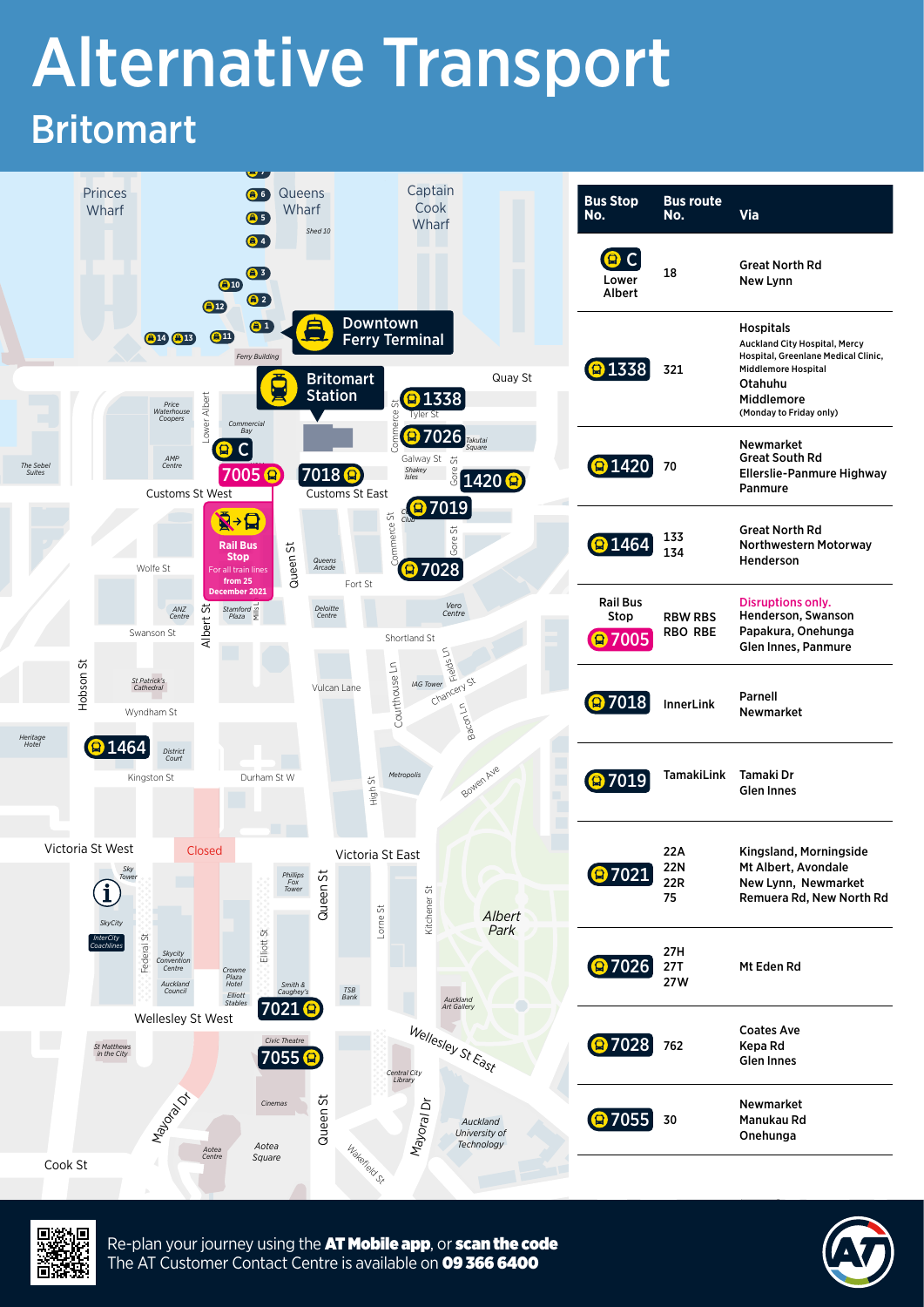# Alternative Transport

## Britomart

| Bus Stop No. | Bus route No. | Via |
|---|---|---|
| C Lower Albert | 18 | Great North Rd<br>New Lynn |
| 1338 | 321 | Hospitals<br>Auckland City Hospital, Mercy Hospital, Greenlane Medical Clinic, Middlemore Hospital<br>Otahuhu<br>Middlemore<br>(Monday to Friday only) |
| 1420 | 70 | Newmarket<br>Great South Rd<br>Ellerslie-Panmure Highway<br>Panmure |
| 1464 | 133<br>134 | Great North Rd<br>Northwestern Motorway<br>Henderson |
| Rail Bus Stop 7005 | RBW RBS<br>RBO RBE | Disruptions only.<br>Henderson, Swanson<br>Papakura, Onehunga<br>Glen Innes, Panmure |
| 7018 | InnerLink | Parnell<br>Newmarket |
| 7019 | TamakiLink | Tamaki Dr<br>Glen Innes |
| 7021 | 22A<br>22N<br>22R<br>75 | Kingsland, Morningside<br>Mt Albert, Avondale<br>New Lynn, Newmarket<br>Remuera Rd, New North Rd |
| 7026 | 27H<br>27T<br>27W | Mt Eden Rd |
| 7028 | 762 | Coates Ave<br>Kepa Rd<br>Glen Innes |
| 7055 | 30 | Newmarket<br>Manukau Rd<br>Onehunga |

Rail Bus Stop — For all train lines from 25 December 2021

Re-plan your journey using the **AT Mobile app**, or **scan the code**
The AT Customer Contact Centre is available on **09 366 6400**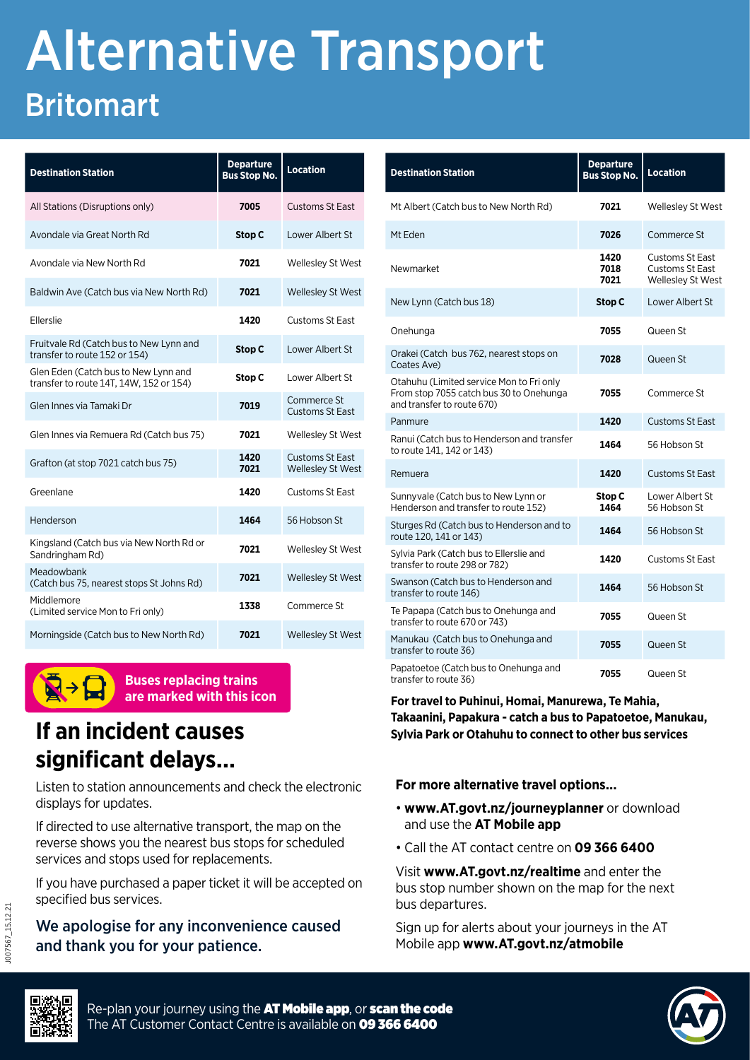# Alternative Transport

## Britomart

| Destination Station | Departure Bus Stop No. | Location |
|---|---|---|
| All Stations (Disruptions only) | 7005 | Customs St East |
| Avondale via Great North Rd | Stop C | Lower Albert St |
| Avondale via New North Rd | 7021 | Wellesley St West |
| Baldwin Ave (Catch bus via New North Rd) | 7021 | Wellesley St West |
| Ellerslie | 1420 | Customs St East |
| Fruitvale Rd (Catch bus to New Lynn and transfer to route 152 or 154) | Stop C | Lower Albert St |
| Glen Eden (Catch bus to New Lynn and transfer to route 14T, 14W, 152 or 154) | Stop C | Lower Albert St |
| Glen Innes via Tamaki Dr | 7019 | Commerce St Customs St East |
| Glen Innes via Remuera Rd (Catch bus 75) | 7021 | Wellesley St West |
| Grafton (at stop 7021 catch bus 75) | 1420 7021 | Customs St East Wellesley St West |
| Greenlane | 1420 | Customs St East |
| Henderson | 1464 | 56 Hobson St |
| Kingsland (Catch bus via New North Rd or Sandringham Rd) | 7021 | Wellesley St West |
| Meadowbank (Catch bus 75, nearest stops St Johns Rd) | 7021 | Wellesley St West |
| Middlemore (Limited service Mon to Fri only) | 1338 | Commerce St |
| Morningside (Catch bus to New North Rd) | 7021 | Wellesley St West |
| Mt Albert (Catch bus to New North Rd) | 7021 | Wellesley St West |
| Mt Eden | 7026 | Commerce St |
| Newmarket | 1420 7018 7021 | Customs St East Customs St East Wellesley St West |
| New Lynn (Catch bus 18) | Stop C | Lower Albert St |
| Onehunga | 7055 | Queen St |
| Orakei (Catch bus 762, nearest stops on Coates Ave) | 7028 | Queen St |
| Otahuhu (Limited service Mon to Fri only From stop 7055 catch bus 30 to Onehunga and transfer to route 670) | 7055 | Commerce St |
| Panmure | 1420 | Customs St East |
| Ranui (Catch bus to Henderson and transfer to route 141, 142 or 143) | 1464 | 56 Hobson St |
| Remuera | 1420 | Customs St East |
| Sunnyvale (Catch bus to New Lynn or Henderson and transfer to route 152) | Stop C 1464 | Lower Albert St 56 Hobson St |
| Sturges Rd (Catch bus to Henderson and to route 120, 141 or 143) | 1464 | 56 Hobson St |
| Sylvia Park (Catch bus to Ellerslie and transfer to route 298 or 782) | 1420 | Customs St East |
| Swanson (Catch bus to Henderson and transfer to route 146) | 1464 | 56 Hobson St |
| Te Papapa (Catch bus to Onehunga and transfer to route 670 or 743) | 7055 | Queen St |
| Manukau (Catch bus to Onehunga and transfer to route 36) | 7055 | Queen St |
| Papatoetoe (Catch bus to Onehunga and transfer to route 36) | 7055 | Queen St |

**For travel to Puhinui, Homai, Manurewa, Te Mahia, Takaanini, Papakura - catch a bus to Papatoetoe, Manukau, Sylvia Park or Otahuhu to connect to other bus services**

**Buses replacing trains are marked with this icon**

## If an incident causes significant delays...

Listen to station announcements and check the electronic displays for updates.

If directed to use alternative transport, the map on the reverse shows you the nearest bus stops for scheduled services and stops used for replacements.

If you have purchased a paper ticket it will be accepted on specified bus services.

**We apologise for any inconvenience caused and thank you for your patience.**

**For more alternative travel options...**

- **www.AT.govt.nz/journeyplanner** or download and use the **AT Mobile app**
- Call the AT contact centre on **09 366 6400**

Visit **www.AT.govt.nz/realtime** and enter the bus stop number shown on the map for the next bus departures.

Sign up for alerts about your journeys in the AT Mobile app **www.AT.govt.nz/atmobile**

Re-plan your journey using the **AT Mobile app**, or **scan the code**
The AT Customer Contact Centre is available on **09 366 6400**

J007567_15.12.21